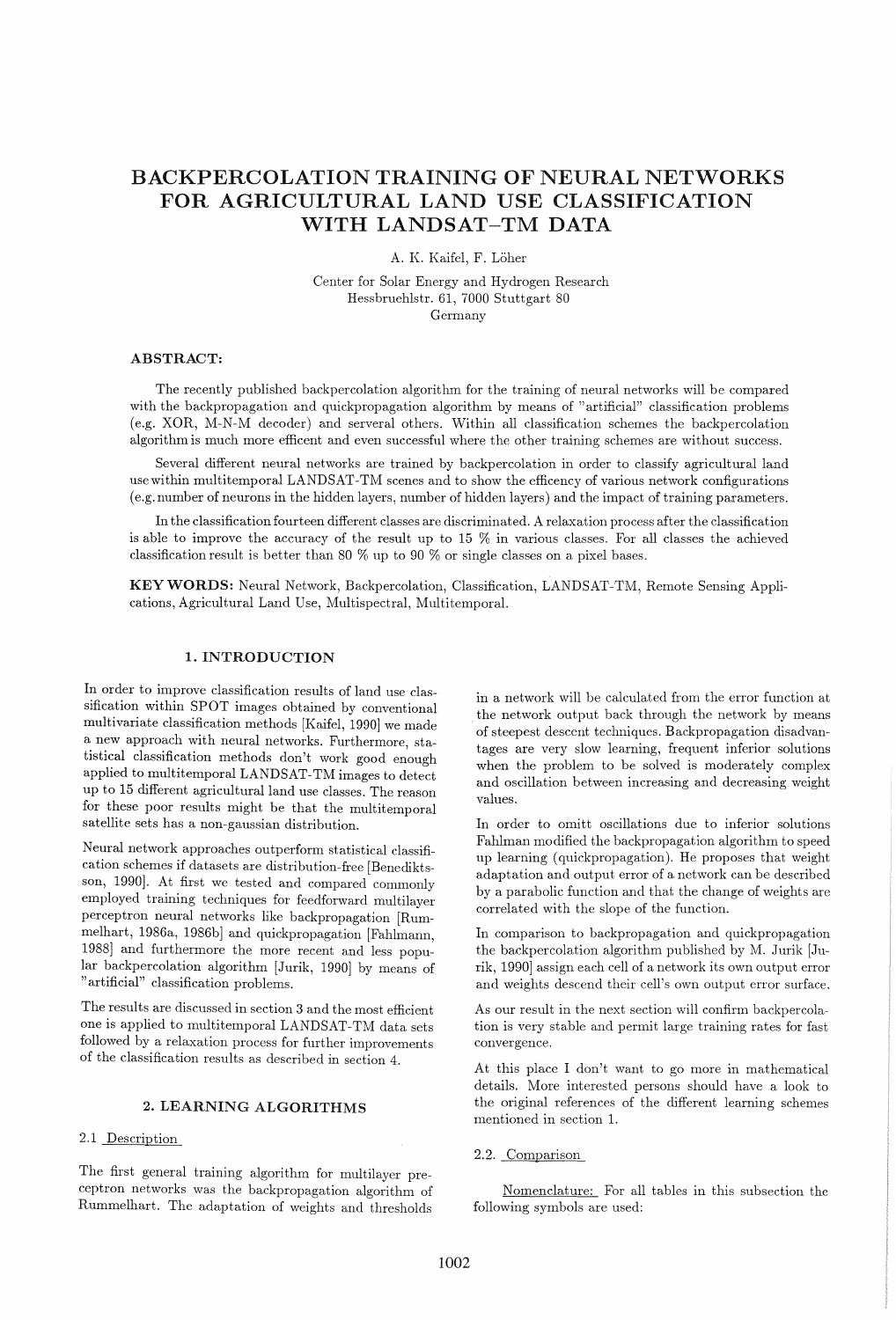# BACKPERCOLATION TRAINING OF NEURAL NETWORKS FOR AGRICULTURAL LAND USE CLASSIFICATION WITH LANDSAT–TM DATA

A. K. Kaifel, F. Löher

Center for Solar Energy and Hydrogen Research
Hessbruehlstr. 61, 7000 Stuttgart 80
Germany

**ABSTRACT:**

The recently published backpercolation algorithm for the training of neural networks will be compared with the backpropagation and quickpropagation algorithm by means of "artificial" classification problems (e.g. XOR, M-N-M decoder) and serveral others. Within all classification schemes the backpercolation algorithm is much more efficent and even successful where the other training schemes are without success.

Several different neural networks are trained by backpercolation in order to classify agricultural land use within multitemporal LANDSAT-TM scenes and to show the efficency of various network configurations (e.g. number of neurons in the hidden layers, number of hidden layers) and the impact of training parameters.

In the classification fourteen different classes are discriminated. A relaxation process after the classification is able to improve the accuracy of the result up to 15 % in various classes. For all classes the achieved classification result is better than 80 % up to 90 % or single classes on a pixel bases.

**KEY WORDS:** Neural Network, Backpercolation, Classification, LANDSAT-TM, Remote Sensing Applications, Agricultural Land Use, Multispectral, Multitemporal.

## 1. INTRODUCTION

In order to improve classification results of land use classification within SPOT images obtained by conventional multivariate classification methods [Kaifel, 1990] we made a new approach with neural networks. Furthermore, statistical classification methods don't work good enough applied to multitemporal LANDSAT-TM images to detect up to 15 different agricultural land use classes. The reason for these poor results might be that the multitemporal satellite sets has a non-gaussian distribution.

Neural network approaches outperform statistical classification schemes if datasets are distribution-free [Benediktsson, 1990]. At first we tested and compared commonly employed training techniques for feedforward multilayer perceptron neural networks like backpropagation [Rummelhart, 1986a, 1986b] and quickpropagation [Fahlmann, 1988] and furthermore the more recent and less popular backpercolation algorithm [Jurik, 1990] by means of "artificial" classification problems.

The results are discussed in section 3 and the most efficient one is applied to multitemporal LANDSAT-TM data sets followed by a relaxation process for further improvements of the classification results as described in section 4.

## 2. LEARNING ALGORITHMS

### 2.1 Description

The first general training algorithm for multilayer preceptron networks was the backpropagation algorithm of Rummelhart. The adaptation of weights and thresholds in a network will be calculated from the error function at the network output back through the network by means of steepest descent techniques. Backpropagation disadvantages are very slow learning, frequent inferior solutions when the problem to be solved is moderately complex and oscillation between increasing and decreasing weight values.

In order to omitt oscillations due to inferior solutions Fahlman modified the backpropagation algorithm to speed up learning (quickpropagation). He proposes that weight adaptation and output error of a network can be described by a parabolic function and that the change of weights are correlated with the slope of the function.

In comparison to backpropagation and quickpropagation the backpercolation algorithm published by M. Jurik [Jurik, 1990] assign each cell of a network its own output error and weights descend their cell's own output error surface.

As our result in the next section will confirm backpercolation is very stable and permit large training rates for fast convergence.

At this place I don't want to go more in mathematical details. More interested persons should have a look to the original references of the different learning schemes mentioned in section 1.

### 2.2. Comparison

Nomenclature: For all tables in this subsection the following symbols are used: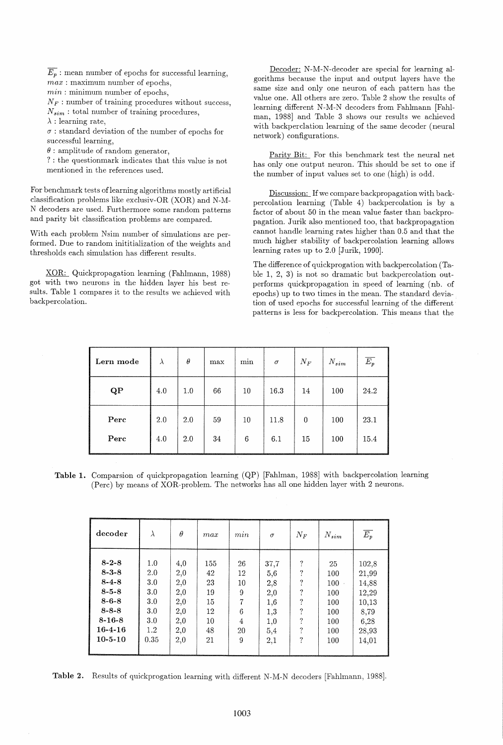$\overline{E_p}$ : mean number of epochs for successful learning,
$max$ : maximum number of epochs,
$min$ : minimum number of epochs,
$N_F$ : number of training procedures without success,
$N_{sim}$ : total number of training procedures,
$\lambda$ : learning rate,
$\sigma$ : standard deviation of the number of epochs for successful learning,
$\theta$ : amplitude of random generator,
? : the questionmark indicates that this value is not mentioned in the references used.

For benchmark tests of learning algorithms mostly artificial classification problems like exclusiv-OR (XOR) and N-M-N decoders are used. Furthermore some random patterns and parity bit classification problems are compared.

With each problem Nsim number of simulations are performed. Due to random inititialization of the weights and thresholds each simulation has different results.

XOR: Quickpropagation learning (Fahlmann, 1988) got with two neurons in the hidden layer his best results. Table 1 compares it to the results we achieved with backpercolation.

Decoder: N-M-N-decoder are special for learning algorithms because the input and output layers have the same size and only one neuron of each pattern has the value one. All others are zero. Table 2 show the results of learning different N-M-N decoders from Fahlmann [Fahlman, 1988] and Table 3 shows our results we achieved with backperclation learning of the same decoder (neural network) configurations.

Parity Bit: For this benchmark test the neural net has only one output neuron. This should be set to one if the number of input values set to one (high) is odd.

Discussion: If we compare backpropagation with backpercolation learning (Table 4) backpercolation is by a factor of about 50 in the mean value faster than backpropagation. Jurik also mentioned too, that backpropagation cannot handle learning rates higher than 0.5 and that the much higher stability of backpercolation learning allows learning rates up to 2.0 [Jurik, 1990].

The difference of quickprogation with backpercolation (Table 1, 2, 3) is not so dramatic but backpercolation outperforms quickpropagation in speed of learning (nb. of epochs) up to two times in the mean. The standard deviation of used epochs for successful learning of the different patterns is less for backpercolation. This means that the

| Lern mode | $\lambda$ | $\theta$ | max | min | $\sigma$ | $N_F$ | $N_{sim}$ | $\overline{E_p}$ |
|---|---|---|---|---|---|---|---|---|
| **QP** | 4.0 | 1.0 | 66 | 10 | 16.3 | 14 | 100 | 24.2 |
| **Perc** | 2.0 | 2.0 | 59 | 10 | 11.8 | 0 | 100 | 23.1 |
| **Perc** | 4.0 | 2.0 | 34 | 6 | 6.1 | 15 | 100 | 15.4 |

**Table 1.** Comparsion of quickpropagation learning (QP) [Fahlman, 1988] with backpercolation learning (Perc) by means of XOR-problem. The networks has all one hidden layer with 2 neurons.

| decoder | $\lambda$ | $\theta$ | $max$ | $min$ | $\sigma$ | $N_F$ | $N_{sim}$ | $\overline{E_p}$ |
|---|---|---|---|---|---|---|---|---|
| **8-2-8** | 1.0 | 4,0 | 155 | 26 | 37,7 | ? | 25 | 102,8 |
| **8-3-8** | 2.0 | 2,0 | 42 | 12 | 5,6 | ? | 100 | 21,99 |
| **8-4-8** | 3.0 | 2,0 | 23 | 10 | 2,8 | ? | 100 | 14,88 |
| **8-5-8** | 3.0 | 2,0 | 19 | 9 | 2,0 | ? | 100 | 12,29 |
| **8-6-8** | 3.0 | 2,0 | 15 | 7 | 1,6 | ? | 100 | 10,13 |
| **8-8-8** | 3.0 | 2,0 | 12 | 6 | 1,3 | ? | 100 | 8,79 |
| **8-16-8** | 3.0 | 2,0 | 10 | 4 | 1,0 | ? | 100 | 6,28 |
| **16-4-16** | 1.2 | 2,0 | 48 | 20 | 5,4 | ? | 100 | 28,93 |
| **10-5-10** | 0.35 | 2,0 | 21 | 9 | 2,1 | ? | 100 | 14,01 |

**Table 2.** Results of quickprogation learning with different N-M-N decoders [Fahlmann, 1988].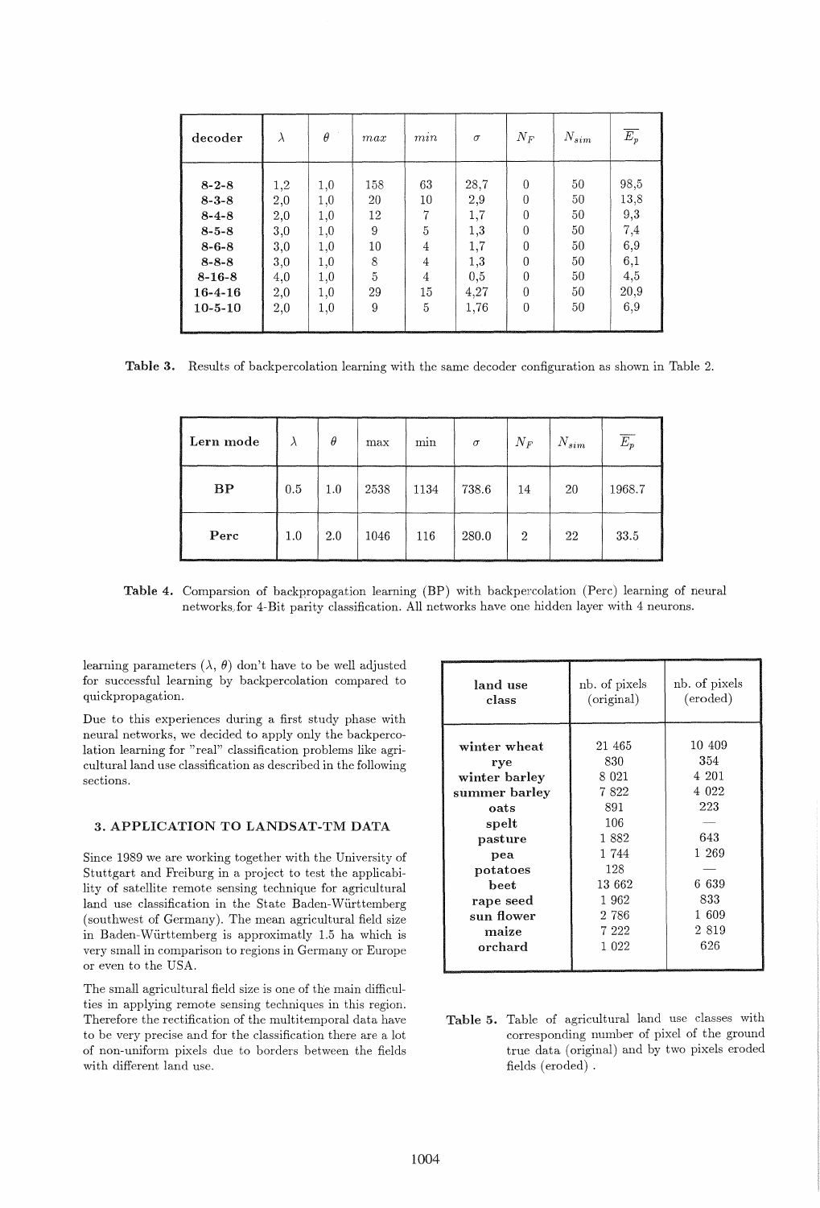| decoder | $\lambda$ | $\theta$ | $max$ | $min$ | $\sigma$ | $N_F$ | $N_{sim}$ | $\overline{E_p}$ |
|---|---|---|---|---|---|---|---|---|
| 8-2-8 | 1,2 | 1,0 | 158 | 63 | 28,7 | 0 | 50 | 98,5 |
| 8-3-8 | 2,0 | 1,0 | 20 | 10 | 2,9 | 0 | 50 | 13,8 |
| 8-4-8 | 2,0 | 1,0 | 12 | 7 | 1,7 | 0 | 50 | 9,3 |
| 8-5-8 | 3,0 | 1,0 | 9 | 5 | 1,3 | 0 | 50 | 7,4 |
| 8-6-8 | 3,0 | 1,0 | 10 | 4 | 1,7 | 0 | 50 | 6,9 |
| 8-8-8 | 3,0 | 1,0 | 8 | 4 | 1,3 | 0 | 50 | 6,1 |
| 8-16-8 | 4,0 | 1,0 | 5 | 4 | 0,5 | 0 | 50 | 4,5 |
| 16-4-16 | 2,0 | 1,0 | 29 | 15 | 4,27 | 0 | 50 | 20,9 |
| 10-5-10 | 2,0 | 1,0 | 9 | 5 | 1,76 | 0 | 50 | 6,9 |

**Table 3.** Results of backpercolation learning with the same decoder configuration as shown in Table 2.

| Lern mode | $\lambda$ | $\theta$ | max | min | $\sigma$ | $N_F$ | $N_{sim}$ | $\overline{E_p}$ |
|---|---|---|---|---|---|---|---|---|
| BP | 0.5 | 1.0 | 2538 | 1134 | 738.6 | 14 | 20 | 1968.7 |
| Perc | 1.0 | 2.0 | 1046 | 116 | 280.0 | 2 | 22 | 33.5 |

**Table 4.** Comparsion of backpropagation learning (BP) with backpercolation (Perc) learning of neural networks for 4-Bit parity classification. All networks have one hidden layer with 4 neurons.

learning parameters ($\lambda$, $\theta$) don't have to be well adjusted for successful learning by backpercolation compared to quickpropagation.

Due to this experiences during a first study phase with neural networks, we decided to apply only the backpercolation learning for "real" classification problems like agricultural land use classification as described in the following sections.

## 3. APPLICATION TO LANDSAT-TM DATA

Since 1989 we are working together with the University of Stuttgart and Freiburg in a project to test the applicability of satellite remote sensing technique for agricultural land use classification in the State Baden-Württemberg (southwest of Germany). The mean agricultural field size in Baden-Württemberg is approximatly 1.5 ha which is very small in comparison to regions in Germany or Europe or even to the USA.

The small agricultural field size is one of the main difficulties in applying remote sensing techniques in this region. Therefore the rectification of the multitemporal data have to be very precise and for the classification there are a lot of non-uniform pixels due to borders between the fields with different land use.

| land use class | nb. of pixels (original) | nb. of pixels (eroded) |
|---|---|---|
| winter wheat | 21 465 | 10 409 |
| rye | 830 | 354 |
| winter barley | 8 021 | 4 201 |
| summer barley | 7 822 | 4 022 |
| oats | 891 | 223 |
| spelt | 106 | — |
| pasture | 1 882 | 643 |
| pea | 1 744 | 1 269 |
| potatoes | 128 | — |
| beet | 13 662 | 6 639 |
| rape seed | 1 962 | 833 |
| sun flower | 2 786 | 1 609 |
| maize | 7 222 | 2 819 |
| orchard | 1 022 | 626 |

**Table 5.** Table of agricultural land use classes with corresponding number of pixel of the ground true data (original) and by two pixels eroded fields (eroded) .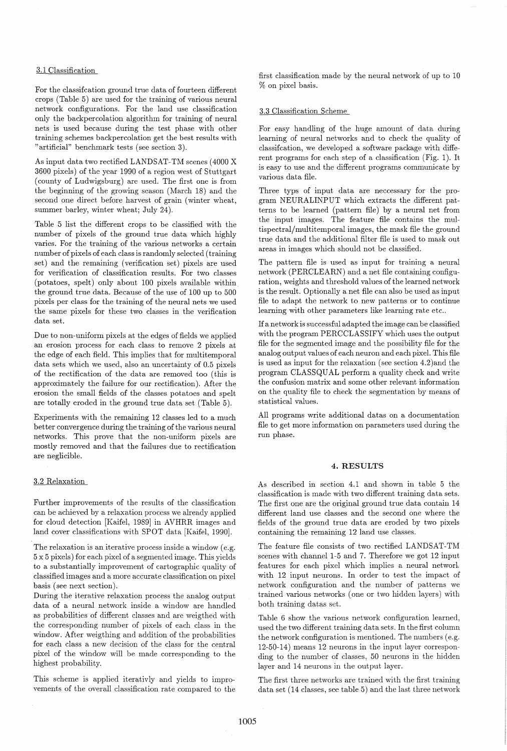### 3.1 Classification

For the classifcation ground true data of fourteen different crops (Table 5) are used for the training of various neural network configurations. For the land use classification only the backpercolation algorithm for training of neural nets is used because during the test phase with other training schemes backpercolation get the best results with "artificial" benchmark tests (see section 3).

As input data two rectified LANDSAT-TM scenes (4000 X 3600 pixels) of the year 1990 of a region west of Stuttgart (county of Ludwigsburg) are used. The first one is from the beginning of the growing season (March 18) and the second one direct before harvest of grain (winter wheat, summer barley, winter wheat; July 24).

Table 5 list the different crops to be classified with the number of pixels of the ground true data which highly varies. For the training of the various networks a certain number of pixels of each class is randomly selected (training set) and the remaining (verification set) pixels are used for verification of classification results. For two classes (potatoes, spelt) only about 100 pixels available within the ground true data. Because of the use of 100 up to 500 pixels per class for the training of the neural nets we used the same pixels for these two classes in the verification data set.

Due to non-uniform pixels at the edges of fields we applied an erosion process for each class to remove 2 pixels at the edge of each field. This implies that for multitemporal data sets which we used, also an uncertainty of 0.5 pixels of the rectification of the data are removed too (this is approximately the failure for our rectification). After the erosion the small fields of the classes potatoes and spelt are totally eroded in the ground true data set (Table 5).

Experiments with the remaining 12 classes led to a much better convergence during the training of the various neural networks. This prove that the non-uniform pixels are mostly removed and that the failures due to rectification are negliclble.

### 3.2 Relaxation

Further improvements of the results of the classification can be achieved by a relaxation process we already applied for cloud detection [Kaifel, 1989] in AVHRR images and land cover classifications with SPOT data [Kaifel, 1990].

The relaxation is an iterative process inside a window (e.g. 5 x 5 pixels) for each pixel of a segmented image. This yields to a substantially improvement of cartographic quality of classified images and a more accurate classification on pixel basis (see next section).

During the iterative relaxation process the analog output data of a neural network inside a window are handled as probabilities of different classes and are weigthed with the corresponding number of pixels of each class in the window. After weigthing and addition of the probabilities for each class a new decision of the class for the central pixel of the window will be made corresponding to the highest probability.

This scheme is applied iterativly and yields to improvements of the overall classification rate compared to the first classification made by the neural network of up to 10 % on pixel basis.

### 3.3 Classification Scheme

For easy handling of the huge amount of data during learning of neural networks and to check the quality of classifcation, we developed a software package with different programs for each step of a classification (Fig. 1). It is easy to use and the different programs communicate by various data file.

Three typs of input data are neccessary for the program NEURALINPUT which extracts the different patterns to be learned (pattern file) by a neural net from the input images. The feature file contains the multispectral/multitemporal images, the mask file the ground true data and the additional filter file is used to mask out areas in images which should not be classified.

The pattern file is used as input for training a neural network (PERCLEARN) and a net file containing configuration, weights and threshold values of the learned network is the result. Optionally a net file can also be used as input file to adapt the network to new patterns or to continue learning with other parameters like learning rate etc..

If a network is successful adapted the image can be classified with the program PERCCLASSIFY which uses the output file for the segmented image and the possibility file for the analog output values of each neuron and each pixel. This file is used as input for the relaxation (see section 4.2)and the program CLASSQUAL perform a quality check and write the confusion matrix and some other relevant information on the quality file to check the segmentation by means of statistical values.

All programs write additional datas on a documentation file to get more information on parameters used during the run phase.

## 4. RESULTS

As described in section 4.1 and shown in table 5 the classification is made with two different training data sets. The first one are the original ground true data contain 14 different land use classes and the second one where the fields of the ground true data are eroded by two pixels containing the remaining 12 land use classes.

The feature file consists of two rectified LANDSAT-TM scenes with channel 1-5 and 7. Therefore we got 12 input features for each pixel which implies a neural network with 12 input neurons. In order to test the impact of network configuration and the number of patterns we trained various networks (one or two hidden layers) with both training datas set.

Table 6 show the various network configuration learned, used the two different training data sets. In the first column the network configuration is mentioned. The numbers (e.g. 12-50-14) means 12 neurons in the input layer corresponding to the number of classes, 50 neurons in the hidden layer and 14 neurons in the output layer.

The first three networks are trained with the first training data set (14 classes, see table 5) and the last three network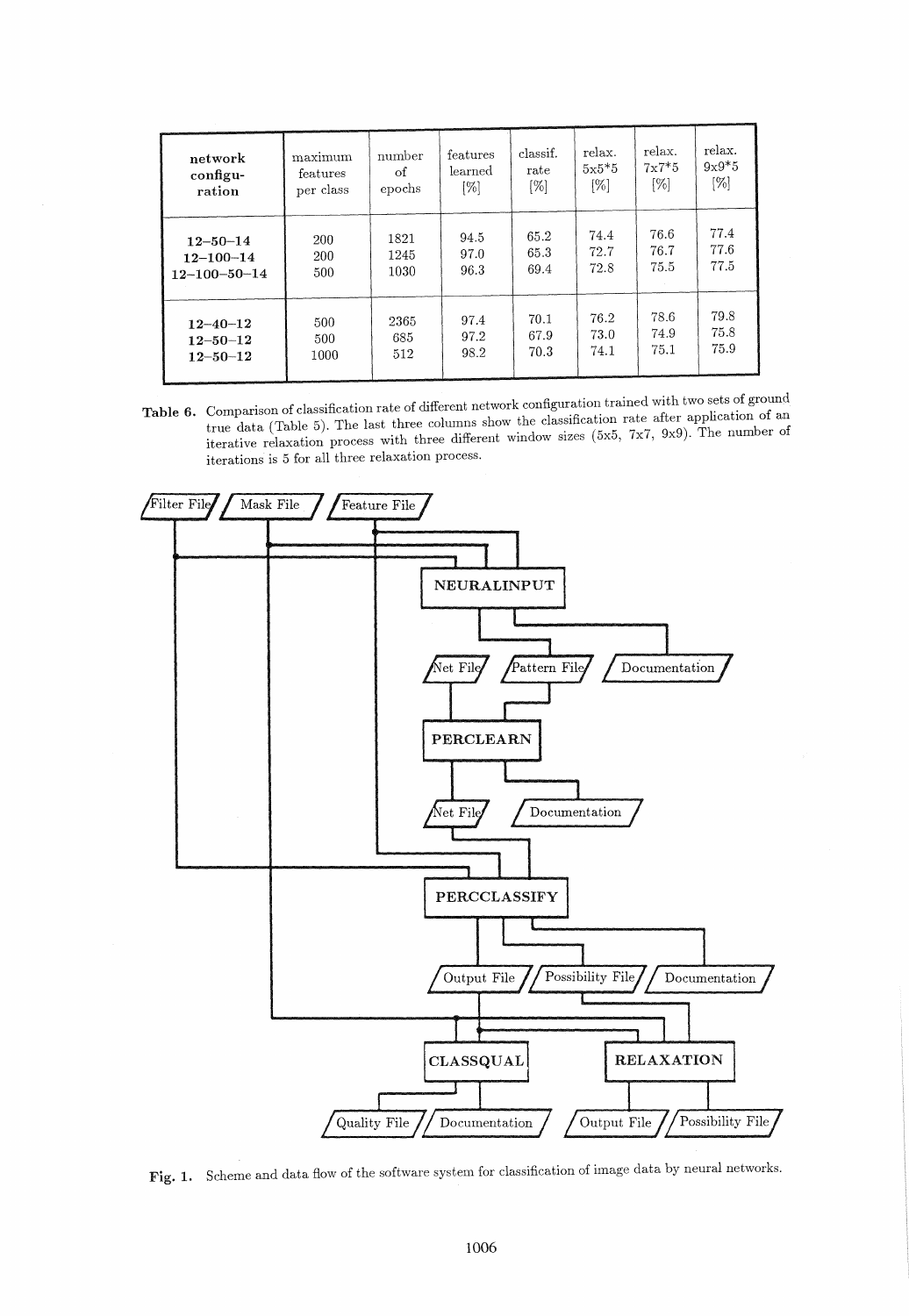| network configu-ration | maximum features per class | number of epochs | features learned [%] | classif. rate [%] | relax. 5x5*5 [%] | relax. 7x7*5 [%] | relax. 9x9*5 [%] |
|---|---|---|---|---|---|---|---|
| 12–50–14 | 200 | 1821 | 94.5 | 65.2 | 74.4 | 76.6 | 77.4 |
| 12–100–14 | 200 | 1245 | 97.0 | 65.3 | 72.7 | 76.7 | 77.6 |
| 12–100–50–14 | 500 | 1030 | 96.3 | 69.4 | 72.8 | 75.5 | 77.5 |
| 12–40–12 | 500 | 2365 | 97.4 | 70.1 | 76.2 | 78.6 | 79.8 |
| 12–50–12 | 500 | 685 | 97.2 | 67.9 | 73.0 | 74.9 | 75.8 |
| 12–50–12 | 1000 | 512 | 98.2 | 70.3 | 74.1 | 75.1 | 75.9 |

**Table 6.** Comparison of classification rate of different network configuration trained with two sets of ground true data (Table 5). The last three columns show the classification rate after application of an iterative relaxation process with three different window sizes (5x5, 7x7, 9x9). The number of iterations is 5 for all three relaxation process.

Filter File
Mask File
Feature File
NEURALINPUT
Net File
Pattern File
Documentation
PERCLEARN
Net File
Documentation
PERCCLASSIFY
Output File
Possibility File
Documentation
CLASSQUAL
RELAXATION
Quality File
Documentation
Output File
Possibility File

**Fig. 1.** Scheme and data flow of the software system for classification of image data by neural networks.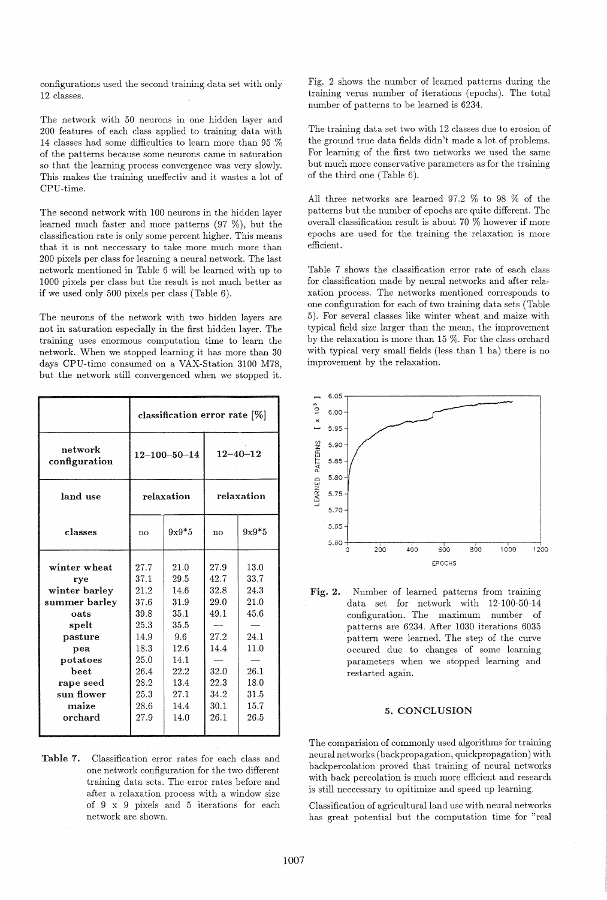configurations used the second training data set with only 12 classes.

The network with 50 neurons in one hidden layer and 200 features of each class applied to training data with 14 classes had some difficulties to learn more than 95 % of the patterns because some neurons came in saturation so that the learning process convergence was very slowly. This makes the training uneffectiv and it wastes a lot of CPU-time.

The second network with 100 neurons in the hidden layer learned much faster and more patterns (97 %), but the classification rate is only some percent higher. This means that it is not neccessary to take more much more than 200 pixels per class for learning a neural network. The last network mentioned in Table 6 will be learned with up to 1000 pixels per class but the result is not much better as if we used only 500 pixels per class (Table 6).

The neurons of the network with two hidden layers are not in saturation especially in the first hidden layer. The training uses enormous computation time to learn the network. When we stopped learning it has more than 30 days CPU-time consumed on a VAX-Station 3100 M78, but the network still convergenced when we stopped it.

| | classification error rate [%] | | | |
|---|---|---|---|---|
| **network configuration** | **12–100–50–14** | | **12–40–12** | |
| **land use** | **relaxation** | | **relaxation** | |
| **classes** | no | 9x9*5 | no | 9x9*5 |
| **winter wheat** | 27.7 | 21.0 | 27.9 | 13.0 |
| **rye** | 37.1 | 29.5 | 42.7 | 33.7 |
| **winter barley** | 21.2 | 14.6 | 32.8 | 24.3 |
| **summer barley** | 37.6 | 31.9 | 29.0 | 21.0 |
| **oats** | 39.8 | 35.1 | 49.1 | 45.6 |
| **spelt** | 25.3 | 35.5 | — | — |
| **pasture** | 14.9 | 9.6 | 27.2 | 24.1 |
| **pea** | 18.3 | 12.6 | 14.4 | 11.0 |
| **potatoes** | 25.0 | 14.1 | — | — |
| **beet** | 26.4 | 22.2 | 32.0 | 26.1 |
| **rape seed** | 28.2 | 13.4 | 22.3 | 18.0 |
| **sun flower** | 25.3 | 27.1 | 34.2 | 31.5 |
| **maize** | 28.6 | 14.4 | 30.1 | 15.7 |
| **orchard** | 27.9 | 14.0 | 26.1 | 26.5 |

**Table 7.** Classification error rates for each class and one network configuration for the two different training data sets. The error rates before and after a relaxation process with a window size of 9 x 9 pixels and 5 iterations for each network are shown.

Fig. 2 shows the number of learned patterns during the training verus number of iterations (epochs). The total number of patterns to be learned is 6234.

The training data set two with 12 classes due to erosion of the ground true data fields didn't made a lot of problems. For learning of the first two networks we used the same but much more conservative parameters as for the training of the third one (Table 6).

All three networks are learned 97.2 % to 98 % of the patterns but the number of epochs are quite different. The overall classification result is about 70 % however if more epochs are used for the training the relaxation is more efficient.

Table 7 shows the classification error rate of each class for classification made by neural networks and after relaxation process. The networks mentioned corresponds to one configuration for each of two training data sets (Table 5). For several classes like winter wheat and maize with typical field size larger than the mean, the improvement by the relaxation is more than 15 %. For the class orchard with typical very small fields (less than 1 ha) there is no improvement by the relaxation.

LEARNED PATTERNS [ x 10³ ]
6.05
6.00
5.95
5.90
5.85
5.80
5.75
5.70
5.65
5.60
0 200 400 600 800 1000 1200
EPOCHS

**Fig. 2.** Number of learned patterns from training data set for network with 12-100-50-14 configuration. The maximum number of patterns are 6234. After 1030 iterations 6035 pattern were learned. The step of the curve occured due to changes of some learning parameters when we stopped learning and restarted again.

## 5. CONCLUSION

The comparision of commonly used algorithms for training neural networks (backpropagation, quickpropagation) with backpercolation proved that training of neural networks with back percolation is much more efficient and research is still neccessary to opitimize and speed up learning.

Classification of agricultural land use with neural networks has great potential but the computation time for "real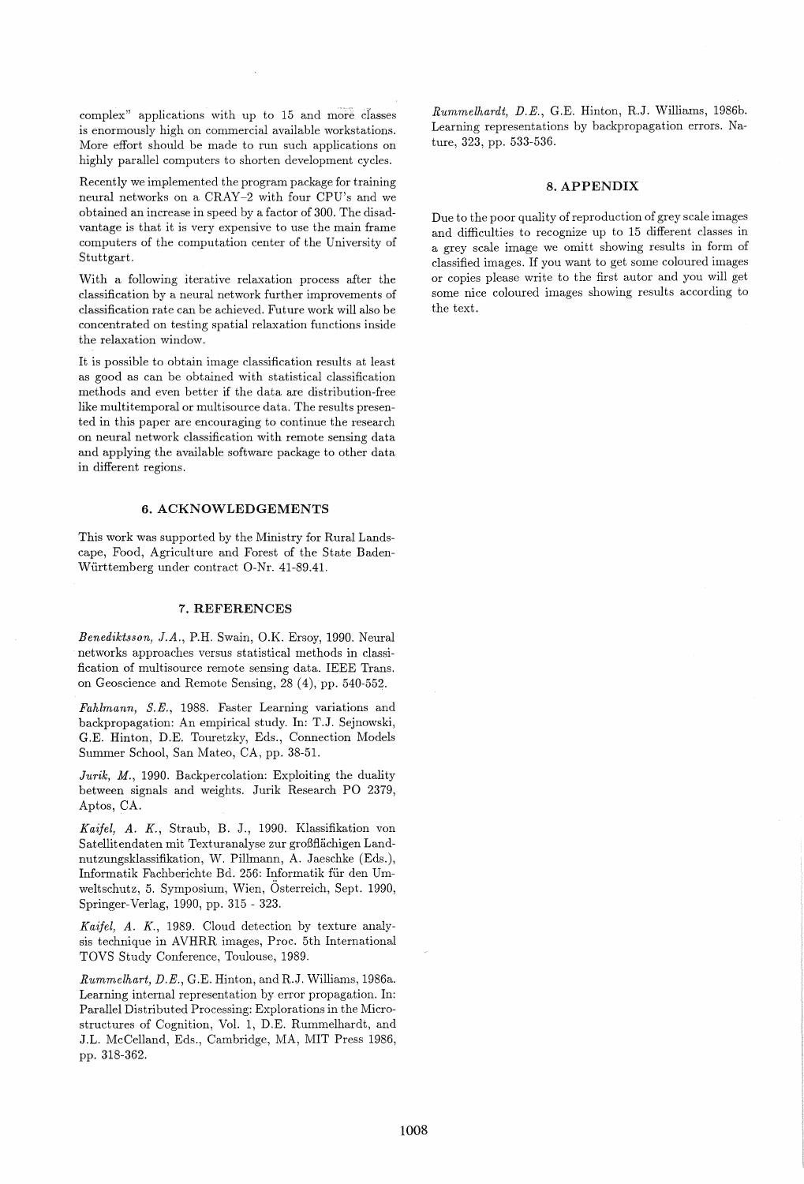complex" applications with up to 15 and more classes is enormously high on commercial available workstations. More effort should be made to run such applications on highly parallel computers to shorten development cycles.

Recently we implemented the program package for training neural networks on a CRAY-2 with four CPU's and we obtained an increase in speed by a factor of 300. The disadvantage is that it is very expensive to use the main frame computers of the computation center of the University of Stuttgart.

With a following iterative relaxation process after the classification by a neural network further improvements of classification rate can be achieved. Future work will also be concentrated on testing spatial relaxation functions inside the relaxation window.

It is possible to obtain image classification results at least as good as can be obtained with statistical classification methods and even better if the data are distribution-free like multitemporal or multisource data. The results presented in this paper are encouraging to continue the research on neural network classification with remote sensing data and applying the available software package to other data in different regions.

## 6. ACKNOWLEDGEMENTS

This work was supported by the Ministry for Rural Landscape, Food, Agriculture and Forest of the State Baden-Württemberg under contract O-Nr. 41-89.41.

## 7. REFERENCES

*Benediktsson, J.A.*, P.H. Swain, O.K. Ersoy, 1990. Neural networks approaches versus statistical methods in classification of multisource remote sensing data. IEEE Trans. on Geoscience and Remote Sensing, 28 (4), pp. 540-552.

*Fahlmann, S.E.*, 1988. Faster Learning variations and backpropagation: An empirical study. In: T.J. Sejnowski, G.E. Hinton, D.E. Touretzky, Eds., Connection Models Summer School, San Mateo, CA, pp. 38-51.

*Jurik, M.*, 1990. Backpercolation: Exploiting the duality between signals and weights. Jurik Research PO 2379, Aptos, CA.

*Kaifel, A. K.*, Straub, B. J., 1990. Klassifikation von Satellitendaten mit Texturanalyse zur großflächigen Landnutzungsklassifikation, W. Pillmann, A. Jaeschke (Eds.), Informatik Fachberichte Bd. 256: Informatik für den Umweltschutz, 5. Symposium, Wien, Österreich, Sept. 1990, Springer-Verlag, 1990, pp. 315 - 323.

*Kaifel, A. K.*, 1989. Cloud detection by texture analysis technique in AVHRR images, Proc. 5th International TOVS Study Conference, Toulouse, 1989.

*Rummelhart, D.E.*, G.E. Hinton, and R.J. Williams, 1986a. Learning internal representation by error propagation. In: Parallel Distributed Processing: Explorations in the Microstructures of Cognition, Vol. 1, D.E. Rummelhardt, and J.L. McCelland, Eds., Cambridge, MA, MIT Press 1986, pp. 318-362.

*Rummelhardt, D.E.*, G.E. Hinton, R.J. Williams, 1986b. Learning representations by backpropagation errors. Nature, 323, pp. 533-536.

## 8. APPENDIX

Due to the poor quality of reproduction of grey scale images and difficulties to recognize up to 15 different classes in a grey scale image we omitt showing results in form of classified images. If you want to get some coloured images or copies please write to the first autor and you will get some nice coloured images showing results according to the text.